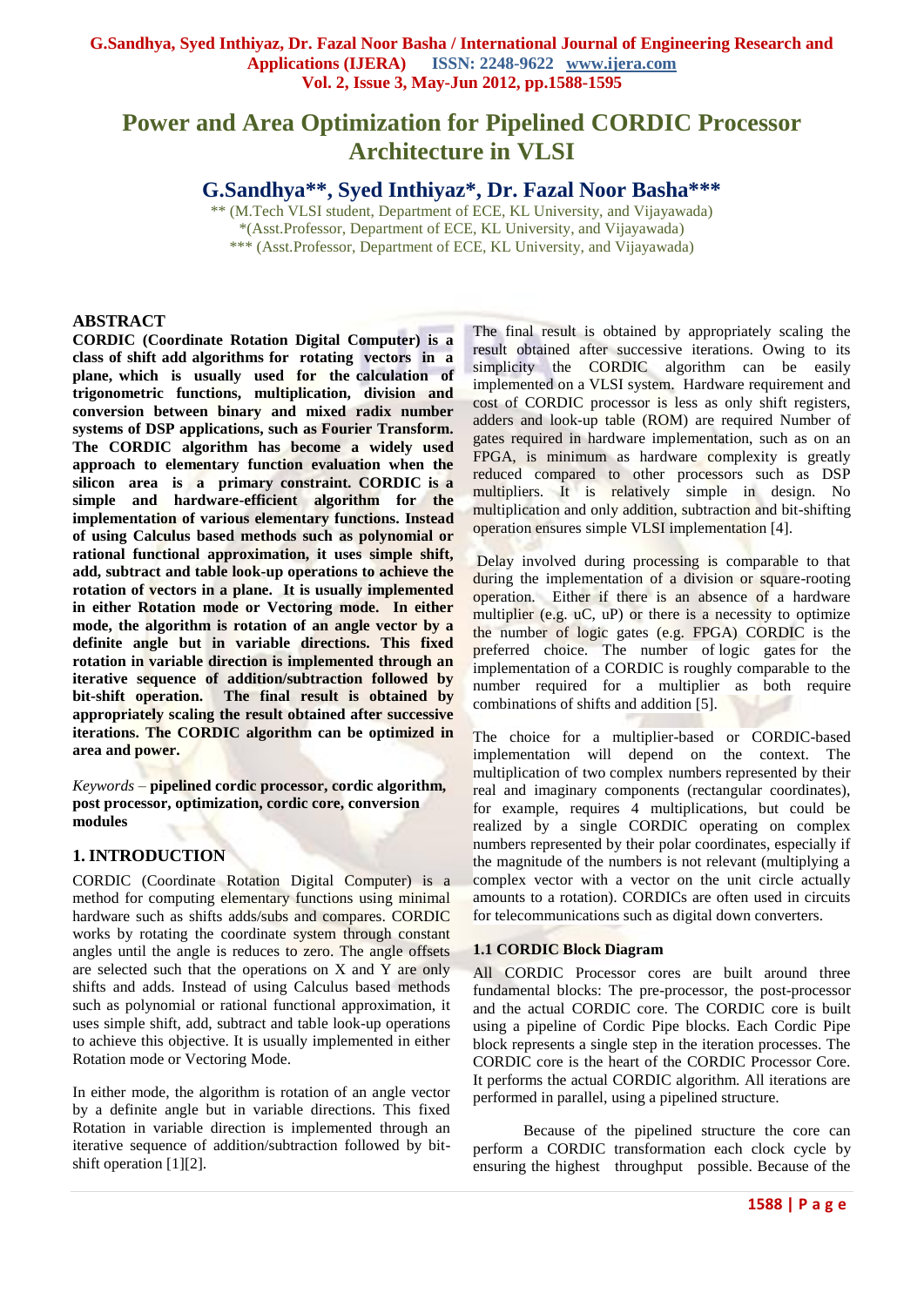# Power and Area Optimization for Pipelined CORDIC Processor Architecture in VLSI

**G.Sandhya\*\*, Syed Inthiyaz\*, Dr. Fazal Noor Basha\*\*\***

\*\* (M.Tech VLSI student, Department of ECE, KL University, and Vijayawada)
\*(Asst.Professor, Department of ECE, KL University, and Vijayawada)
\*\*\* (Asst.Professor, Department of ECE, KL University, and Vijayawada)

## ABSTRACT

**CORDIC (Coordinate Rotation Digital Computer) is a class of shift add algorithms for rotating vectors in a plane, which is usually used for the calculation of trigonometric functions, multiplication, division and conversion between binary and mixed radix number systems of DSP applications, such as Fourier Transform. The CORDIC algorithm has become a widely used approach to elementary function evaluation when the silicon area is a primary constraint. CORDIC is a simple and hardware-efficient algorithm for the implementation of various elementary functions. Instead of using Calculus based methods such as polynomial or rational functional approximation, it uses simple shift, add, subtract and table look-up operations to achieve the rotation of vectors in a plane. It is usually implemented in either Rotation mode or Vectoring mode. In either mode, the algorithm is rotation of an angle vector by a definite angle but in variable directions. This fixed rotation in variable direction is implemented through an iterative sequence of addition/subtraction followed by bit-shift operation. The final result is obtained by appropriately scaling the result obtained after successive iterations. The CORDIC algorithm can be optimized in area and power.**

*Keywords* – **pipelined cordic processor, cordic algorithm, post processor, optimization, cordic core, conversion modules**

## 1. INTRODUCTION

CORDIC (Coordinate Rotation Digital Computer) is a method for computing elementary functions using minimal hardware such as shifts adds/subs and compares. CORDIC works by rotating the coordinate system through constant angles until the angle is reduces to zero. The angle offsets are selected such that the operations on X and Y are only shifts and adds. Instead of using Calculus based methods such as polynomial or rational functional approximation, it uses simple shift, add, subtract and table look-up operations to achieve this objective. It is usually implemented in either Rotation mode or Vectoring Mode.

In either mode, the algorithm is rotation of an angle vector by a definite angle but in variable directions. This fixed Rotation in variable direction is implemented through an iterative sequence of addition/subtraction followed by bit-shift operation [1][2].

The final result is obtained by appropriately scaling the result obtained after successive iterations. Owing to its simplicity the CORDIC algorithm can be easily implemented on a VLSI system. Hardware requirement and cost of CORDIC processor is less as only shift registers, adders and look-up table (ROM) are required Number of gates required in hardware implementation, such as on an FPGA, is minimum as hardware complexity is greatly reduced compared to other processors such as DSP multipliers. It is relatively simple in design. No multiplication and only addition, subtraction and bit-shifting operation ensures simple VLSI implementation [4].

Delay involved during processing is comparable to that during the implementation of a division or square-rooting operation. Either if there is an absence of a hardware multiplier (e.g. uC, uP) or there is a necessity to optimize the number of logic gates (e.g. FPGA) CORDIC is the preferred choice. The number of logic gates for the implementation of a CORDIC is roughly comparable to the number required for a multiplier as both require combinations of shifts and addition [5].

The choice for a multiplier-based or CORDIC-based implementation will depend on the context. The multiplication of two complex numbers represented by their real and imaginary components (rectangular coordinates), for example, requires 4 multiplications, but could be realized by a single CORDIC operating on complex numbers represented by their polar coordinates, especially if the magnitude of the numbers is not relevant (multiplying a complex vector with a vector on the unit circle actually amounts to a rotation). CORDICs are often used in circuits for telecommunications such as digital down converters.

### 1.1 CORDIC Block Diagram

All CORDIC Processor cores are built around three fundamental blocks: The pre-processor, the post-processor and the actual CORDIC core. The CORDIC core is built using a pipeline of Cordic Pipe blocks. Each Cordic Pipe block represents a single step in the iteration processes. The CORDIC core is the heart of the CORDIC Processor Core. It performs the actual CORDIC algorithm. All iterations are performed in parallel, using a pipelined structure.

Because of the pipelined structure the core can perform a CORDIC transformation each clock cycle by ensuring the highest throughput possible. Because of the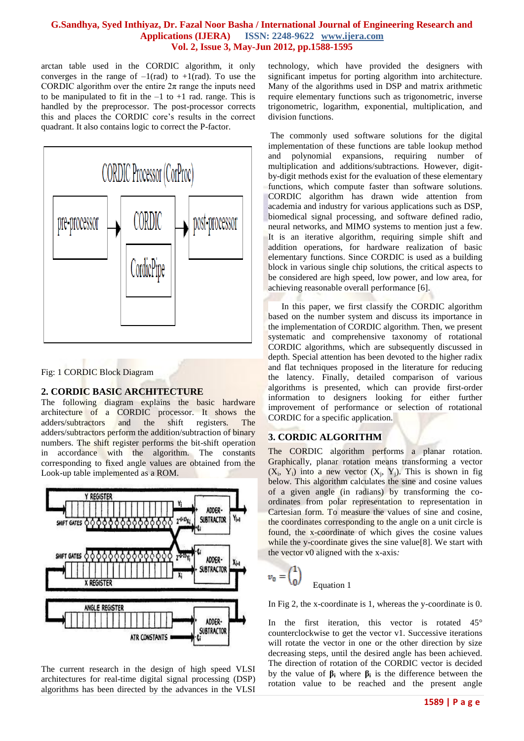arctan table used in the CORDIC algorithm, it only converges in the range of –1(rad) to +1(rad). To use the CORDIC algorithm over the entire 2π range the inputs need to be manipulated to fit in the –1 to +1 rad. range. This is handled by the preprocessor. The post-processor corrects this and places the CORDIC core's results in the correct quadrant. It also contains logic to correct the P-factor.

Fig: 1 CORDIC Block Diagram

## 2. CORDIC BASIC ARCHITECTURE

The following diagram explains the basic hardware architecture of a CORDIC processor. It shows the adders/subtractors and the shift registers. The adders/subtractors perform the addition/subtraction of binary numbers. The shift register performs the bit-shift operation in accordance with the algorithm. The constants corresponding to fixed angle values are obtained from the Look-up table implemented as a ROM.

The current research in the design of high speed VLSI architectures for real-time digital signal processing (DSP) algorithms has been directed by the advances in the VLSI technology, which have provided the designers with significant impetus for porting algorithm into architecture. Many of the algorithms used in DSP and matrix arithmetic require elementary functions such as trigonometric, inverse trigonometric, logarithm, exponential, multiplication, and division functions.

The commonly used software solutions for the digital implementation of these functions are table lookup method and polynomial expansions, requiring number of multiplication and additions/subtractions. However, digit-by-digit methods exist for the evaluation of these elementary functions, which compute faster than software solutions. CORDIC algorithm has drawn wide attention from academia and industry for various applications such as DSP, biomedical signal processing, and software defined radio, neural networks, and MIMO systems to mention just a few. It is an iterative algorithm, requiring simple shift and addition operations, for hardware realization of basic elementary functions. Since CORDIC is used as a building block in various single chip solutions, the critical aspects to be considered are high speed, low power, and low area, for achieving reasonable overall performance [6].

In this paper, we first classify the CORDIC algorithm based on the number system and discuss its importance in the implementation of CORDIC algorithm. Then, we present systematic and comprehensive taxonomy of rotational CORDIC algorithms, which are subsequently discussed in depth. Special attention has been devoted to the higher radix and flat techniques proposed in the literature for reducing the latency. Finally, detailed comparison of various algorithms is presented, which can provide first-order information to designers looking for either further improvement of performance or selection of rotational CORDIC for a specific application.

## 3. CORDIC ALGORITHM

The CORDIC algorithm performs a planar rotation. Graphically, planar rotation means transforming a vector $(X_i, Y_i)$ into a new vector $(X_j, Y_j)$. This is shown in fig below. This algorithm calculates the sine and cosine values of a given angle (in radians) by transforming the co-ordinates from polar representation to representation in Cartesian form. To measure the values of sine and cosine, the coordinates corresponding to the angle on a unit circle is found, the x-coordinate of which gives the cosine values while the y-coordinate gives the sine value[8]. We start with the vector v0 aligned with the x-axis:

$$v_0 = \begin{pmatrix} 1 \\ 0 \end{pmatrix} \quad \text{Equation 1}$$

In Fig 2, the x-coordinate is 1, whereas the y-coordinate is 0.

In the first iteration, this vector is rotated 45° counterclockwise to get the vector v1. Successive iterations will rotate the vector in one or the other direction by size decreasing steps, until the desired angle has been achieved. The direction of rotation of the CORDIC vector is decided by the value of $\beta_i$ where $\beta_i$ is the difference between the rotation value to be reached and the present angle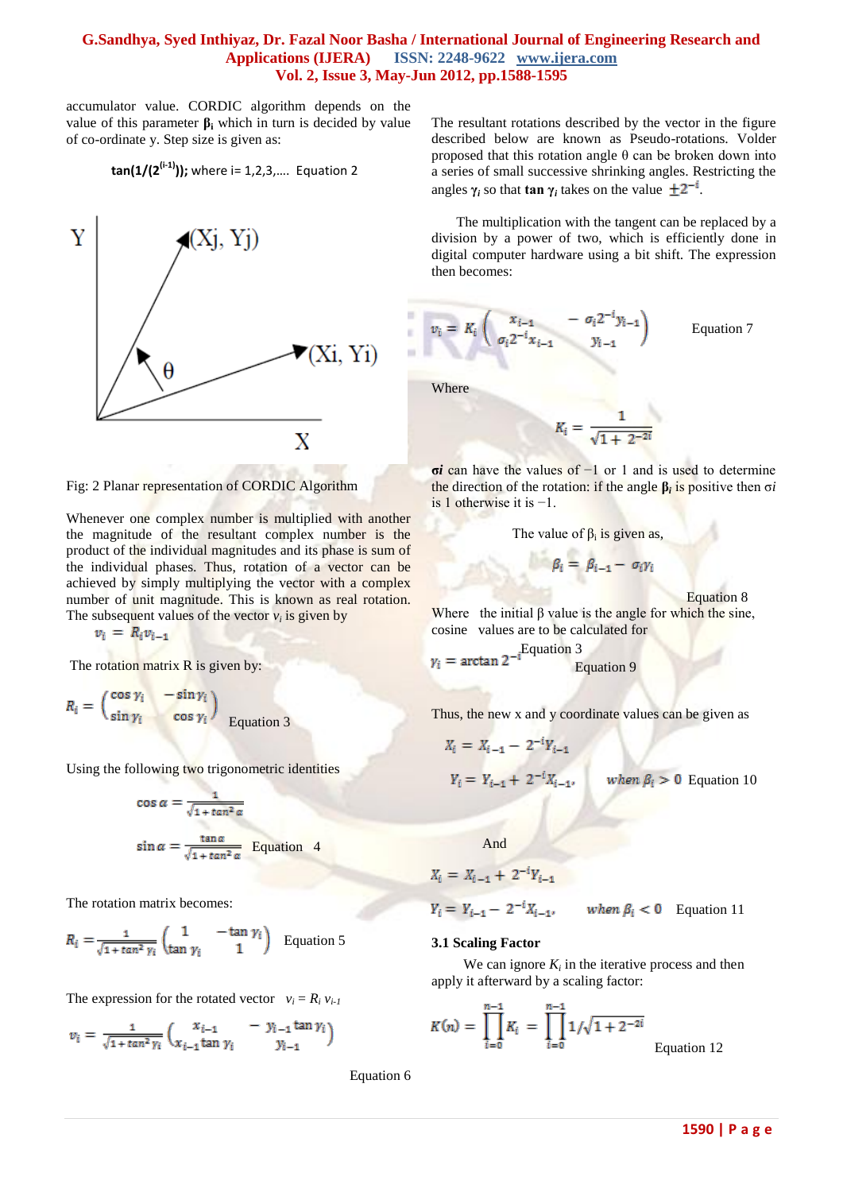accumulator value. CORDIC algorithm depends on the value of this parameter $\beta_i$ which in turn is decided by value of co-ordinate y. Step size is given as:

**tan(1/(2$^{(i-1)}$));** where i= 1,2,3,…. Equation 2

Fig: 2 Planar representation of CORDIC Algorithm

Whenever one complex number is multiplied with another the magnitude of the resultant complex number is the product of the individual magnitudes and its phase is sum of the individual phases. Thus, rotation of a vector can be achieved by simply multiplying the vector with a complex number of unit magnitude. This is known as real rotation. The subsequent values of the vector $v_i$ is given by

$$v_i = R_i v_{i-1}$$

The rotation matrix R is given by:

$$R_i = \begin{pmatrix} \cos\gamma_i & -\sin\gamma_i \\ \sin\gamma_i & \cos\gamma_i \end{pmatrix} \quad \text{Equation 3}$$

Using the following two trigonometric identities

$$\cos\alpha = \frac{1}{\sqrt{1+\tan^2\alpha}}$$

$$\sin\alpha = \frac{\tan\alpha}{\sqrt{1+\tan^2\alpha}} \quad \text{Equation 4}$$

The rotation matrix becomes:

$$R_i = \frac{1}{\sqrt{1+\tan^2\gamma_i}} \begin{pmatrix} 1 & -\tan\gamma_i \\ \tan\gamma_i & 1 \end{pmatrix} \quad \text{Equation 5}$$

The expression for the rotated vector $v_i = R_i v_{i-1}$

$$v_i = \frac{1}{\sqrt{1+\tan^2\gamma_i}} \begin{pmatrix} x_{i-1} & -y_{i-1}\tan\gamma_i \\ x_{i-1}\tan\gamma_i & y_{i-1} \end{pmatrix}$$

Equation 6

The resultant rotations described by the vector in the figure described below are known as Pseudo-rotations. Volder proposed that this rotation angle θ can be broken down into a series of small successive shrinking angles. Restricting the angles $\gamma_i$ so that **tan** $\gamma_i$ takes on the value $\pm 2^{-i}$.

The multiplication with the tangent can be replaced by a division by a power of two, which is efficiently done in digital computer hardware using a bit shift. The expression then becomes:

$$v_i = K_i \begin{pmatrix} x_{i-1} & -\sigma_i 2^{-i} y_{i-1} \\ \sigma_i 2^{-i} x_{i-1} & y_{i-1} \end{pmatrix} \quad \text{Equation 7}$$

Where

$$K_i = \frac{1}{\sqrt{1+2^{-2i}}}$$

***σi*** can have the values of −1 or 1 and is used to determine the direction of the rotation: if the angle $\beta_i$ is positive then $\sigma i$ is 1 otherwise it is −1.

The value of $\beta_i$ is given as,

$$\beta_i = \beta_{i-1} - \sigma_i \gamma_i$$

Equation 8

Where the initial β value is the angle for which the sine, cosine values are to be calculated for

$$\gamma_i = \arctan 2^{-i} \quad \text{Equation 9}$$

Thus, the new x and y coordinate values can be given as

$$X_i = X_{i-1} - 2^{-i} Y_{i-1}$$

$$Y_i = Y_{i-1} + 2^{-i} X_{i-1}, \quad \text{when } \beta_i > 0 \quad \text{Equation 10}$$

And

$$X_i = X_{i-1} + 2^{-i} Y_{i-1}$$

$$Y_i = Y_{i-1} - 2^{-i} X_{i-1}, \quad \text{when } \beta_i < 0 \quad \text{Equation 11}$$

### 3.1 Scaling Factor

We can ignore $K_i$ in the iterative process and then apply it afterward by a scaling factor:

$$K(n) = \prod_{i=0}^{n-1} K_i = \prod_{i=0}^{n-1} 1/\sqrt{1+2^{-2i}} \quad \text{Equation 12}$$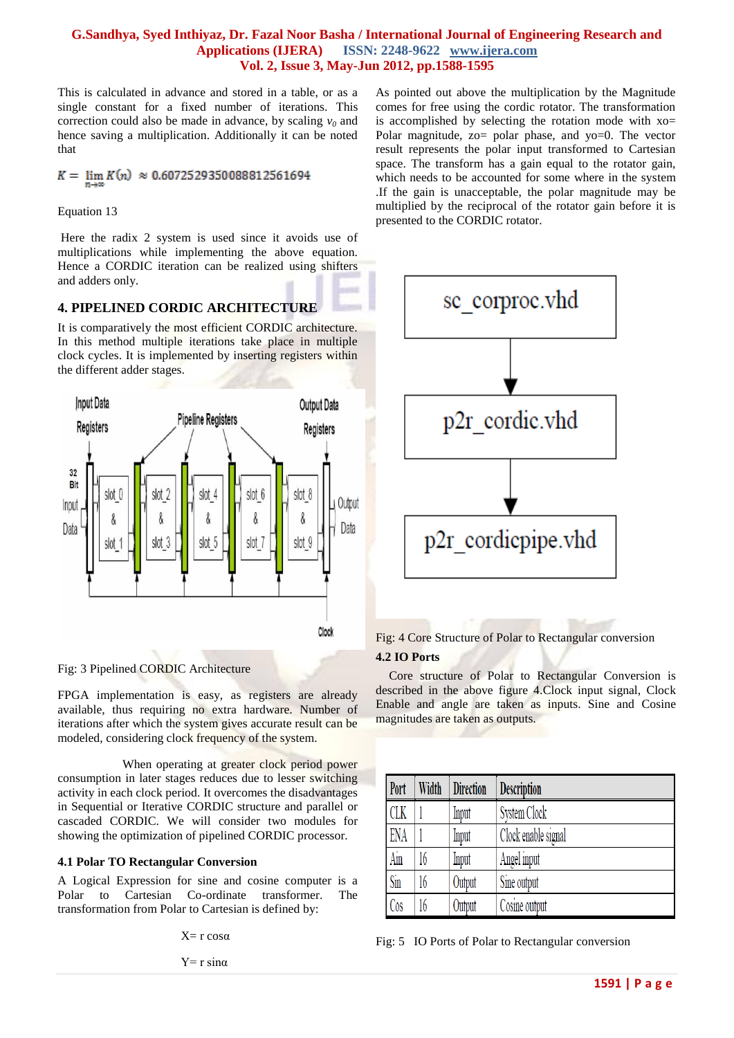This is calculated in advance and stored in a table, or as a single constant for a fixed number of iterations. This correction could also be made in advance, by scaling $v_0$ and hence saving a multiplication. Additionally it can be noted that

$$K = \lim_{n\to\infty} K(n) \approx 0.6072529350088812561694$$

Equation 13

Here the radix 2 system is used since it avoids use of multiplications while implementing the above equation. Hence a CORDIC iteration can be realized using shifters and adders only.

## 4. PIPELINED CORDIC ARCHITECTURE

It is comparatively the most efficient CORDIC architecture. In this method multiple iterations take place in multiple clock cycles. It is implemented by inserting registers within the different adder stages.

Fig: 3 Pipelined CORDIC Architecture

FPGA implementation is easy, as registers are already available, thus requiring no extra hardware. Number of iterations after which the system gives accurate result can be modeled, considering clock frequency of the system.

When operating at greater clock period power consumption in later stages reduces due to lesser switching activity in each clock period. It overcomes the disadvantages in Sequential or Iterative CORDIC structure and parallel or cascaded CORDIC. We will consider two modules for showing the optimization of pipelined CORDIC processor.

### 4.1 Polar TO Rectangular Conversion

A Logical Expression for sine and cosine computer is a Polar to Cartesian Co-ordinate transformer. The transformation from Polar to Cartesian is defined by:

$$X = r\cos\alpha$$

$$Y = r\sin\alpha$$

As pointed out above the multiplication by the Magnitude comes for free using the cordic rotator. The transformation is accomplished by selecting the rotation mode with xo= Polar magnitude, zo= polar phase, and yo=0. The vector result represents the polar input transformed to Cartesian space. The transform has a gain equal to the rotator gain, which needs to be accounted for some where in the system .If the gain is unacceptable, the polar magnitude may be multiplied by the reciprocal of the rotator gain before it is presented to the CORDIC rotator.

Fig: 4 Core Structure of Polar to Rectangular conversion

### 4.2 IO Ports

Core structure of Polar to Rectangular Conversion is described in the above figure 4.Clock input signal, Clock Enable and angle are taken as inputs. Sine and Cosine magnitudes are taken as outputs.

| Port | Width | Direction | Description |
|---|---|---|---|
| CLK | 1 | Input | System Clock |
| ENA | 1 | Input | Clock enable signal |
| Ain | 16 | Input | Angel input |
| Sin | 16 | Output | Sine output |
| Cos | 16 | Output | Cosine output |

Fig: 5 IO Ports of Polar to Rectangular conversion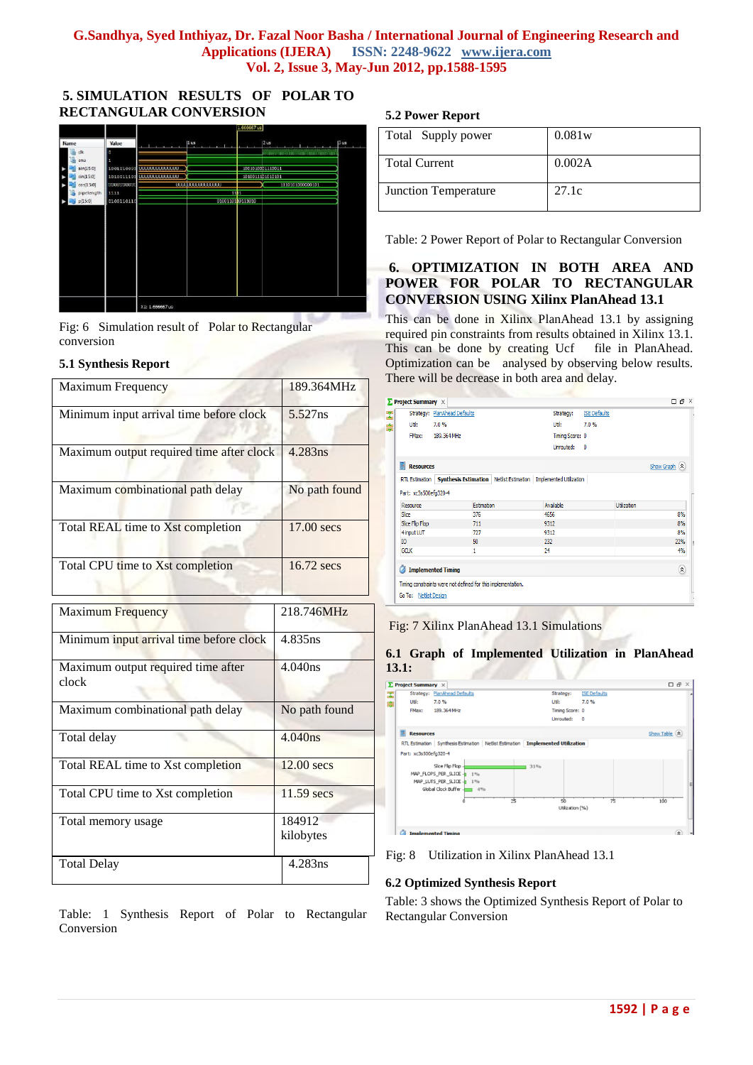## 5. SIMULATION RESULTS OF POLAR TO RECTANGULAR CONVERSION

Fig: 6 Simulation result of Polar to Rectangular conversion

### 5.1 Synthesis Report

| Maximum Frequency | 189.364MHz |
|---|---|
| Minimum input arrival time before clock | 5.527ns |
| Maximum output required time after clock | 4.283ns |
| Maximum combinational path delay | No path found |
| Total REAL time to Xst completion | 17.00 secs |
| Total CPU time to Xst completion | 16.72 secs |

| Maximum Frequency | 218.746MHz |
|---|---|
| Minimum input arrival time before clock | 4.835ns |
| Maximum output required time after clock | 4.040ns |
| Maximum combinational path delay | No path found |
| Total delay | 4.040ns |
| Total REAL time to Xst completion | 12.00 secs |
| Total CPU time to Xst completion | 11.59 secs |
| Total memory usage | 184912 kilobytes |

| Total Delay | 4.283ns |
|---|---|

Table: 1 Synthesis Report of Polar to Rectangular Conversion

### 5.2 Power Report

| Total Supply power | 0.081w |
|---|---|
| Total Current | 0.002A |
| Junction Temperature | 27.1c |

Table: 2 Power Report of Polar to Rectangular Conversion

## 6. OPTIMIZATION IN BOTH AREA AND POWER FOR POLAR TO RECTANGULAR CONVERSION USING Xilinx PlanAhead 13.1

This can be done in Xilinx PlanAhead 13.1 by assigning required pin constraints from results obtained in Xilinx 13.1. This can be done by creating Ucf file in PlanAhead. Optimization can be analysed by observing below results. There will be decrease in both area and delay.

Fig: 7 Xilinx PlanAhead 13.1 Simulations

### 6.1 Graph of Implemented Utilization in PlanAhead 13.1:

Fig: 8 Utilization in Xilinx PlanAhead 13.1

### 6.2 Optimized Synthesis Report

Table: 3 shows the Optimized Synthesis Report of Polar to Rectangular Conversion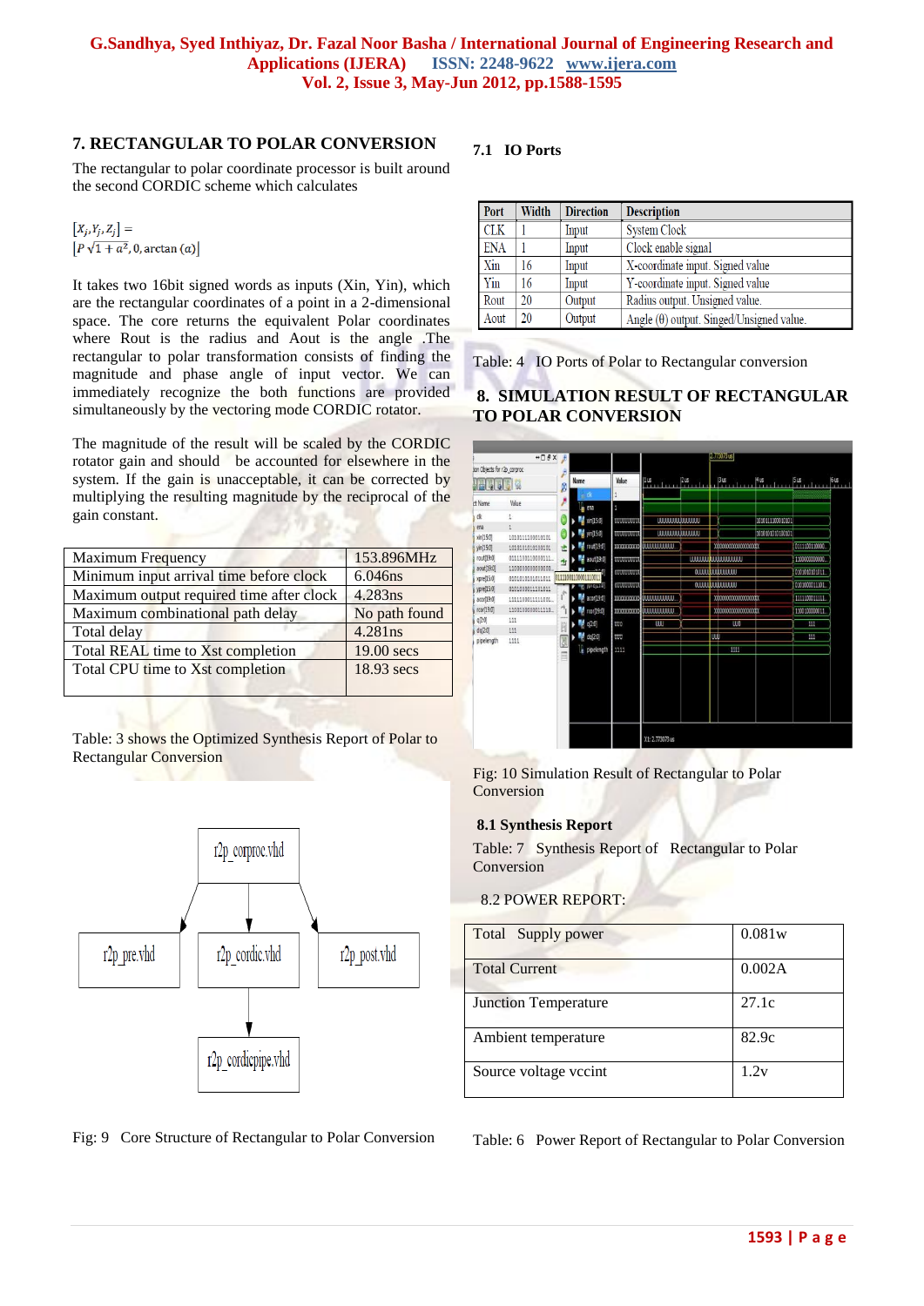## 7. RECTANGULAR TO POLAR CONVERSION

The rectangular to polar coordinate processor is built around the second CORDIC scheme which calculates

$$[X_j, Y_j, Z_j] = [P\sqrt{1+a^2}, 0, \arctan(a)]$$

It takes two 16bit signed words as inputs (Xin, Yin), which are the rectangular coordinates of a point in a 2-dimensional space. The core returns the equivalent Polar coordinates where Rout is the radius and Aout is the angle .The rectangular to polar transformation consists of finding the magnitude and phase angle of input vector. We can immediately recognize the both functions are provided simultaneously by the vectoring mode CORDIC rotator.

The magnitude of the result will be scaled by the CORDIC rotator gain and should be accounted for elsewhere in the system. If the gain is unacceptable, it can be corrected by multiplying the resulting magnitude by the reciprocal of the gain constant.

| Maximum Frequency | 153.896MHz |
|---|---|
| Minimum input arrival time before clock | 6.046ns |
| Maximum output required time after clock | 4.283ns |
| Maximum combinational path delay | No path found |
| Total delay | 4.281ns |
| Total REAL time to Xst completion | 19.00 secs |
| Total CPU time to Xst completion | 18.93 secs |

Table: 3 shows the Optimized Synthesis Report of Polar to Rectangular Conversion

r2p_corproc.vhd → r2p_pre.vhd, r2p_cordic.vhd, r2p_post.vhd; r2p_cordic.vhd → r2p_cordicpipe.vhd

Fig: 9 Core Structure of Rectangular to Polar Conversion

### 7.1 IO Ports

| Port | Width | Direction | Description |
|---|---|---|---|
| CLK | 1 | Input | System Clock |
| ENA | 1 | Input | Clock enable signal |
| Xin | 16 | Input | X-coordinate input. Signed value |
| Yin | 16 | Input | Y-coordinate input. Signed value |
| Rout | 20 | Output | Radius output. Unsigned value. |
| Aout | 20 | Output | Angle (θ) output. Singed/Unsigned value. |

Table: 4 IO Ports of Polar to Rectangular conversion

## 8. SIMULATION RESULT OF RECTANGULAR TO POLAR CONVERSION

Fig: 10 Simulation Result of Rectangular to Polar Conversion

### 8.1 Synthesis Report

Table: 7 Synthesis Report of Rectangular to Polar Conversion

### 8.2 POWER REPORT:

| Total Supply power | 0.081w |
|---|---|
| Total Current | 0.002A |
| Junction Temperature | 27.1c |
| Ambient temperature | 82.9c |
| Source voltage vccint | 1.2v |

Table: 6 Power Report of Rectangular to Polar Conversion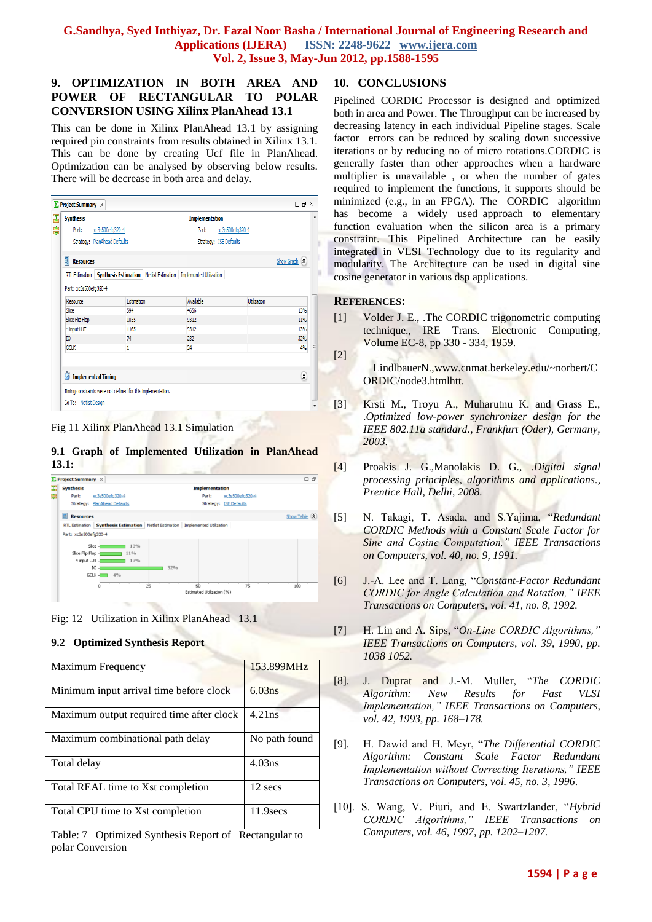## 9. OPTIMIZATION IN BOTH AREA AND POWER OF RECTANGULAR TO POLAR CONVERSION USING Xilinx PlanAhead 13.1

This can be done in Xilinx PlanAhead 13.1 by assigning required pin constraints from results obtained in Xilinx 13.1. This can be done by creating Ucf file in PlanAhead. Optimization can be analysed by observing below results. There will be decrease in both area and delay.

Fig 11 Xilinx PlanAhead 13.1 Simulation

### 9.1 Graph of Implemented Utilization in PlanAhead 13.1:

Fig: 12 Utilization in Xilinx PlanAhead 13.1

### 9.2 Optimized Synthesis Report

| Maximum Frequency | 153.899MHz |
|---|---|
| Minimum input arrival time before clock | 6.03ns |
| Maximum output required time after clock | 4.21ns |
| Maximum combinational path delay | No path found |
| Total delay | 4.03ns |
| Total REAL time to Xst completion | 12 secs |
| Total CPU time to Xst completion | 11.9secs |

Table: 7 Optimized Synthesis Report of Rectangular to polar Conversion

## 10. CONCLUSIONS

Pipelined CORDIC Processor is designed and optimized both in area and Power. The Throughput can be increased by decreasing latency in each individual Pipeline stages. Scale factor errors can be reduced by scaling down successive iterations or by reducing no of micro rotations.CORDIC is generally faster than other approaches when a hardware multiplier is unavailable , or when the number of gates required to implement the functions, it supports should be minimized (e.g., in an FPGA). The CORDIC algorithm has become a widely used approach to elementary function evaluation when the silicon area is a primary constraint. This Pipelined Architecture can be easily integrated in VLSI Technology due to its regularity and modularity. The Architecture can be used in digital sine cosine generator in various dsp applications.

## REFERENCES:

[1] Volder J. E., .The CORDIC trigonometric computing technique., IRE Trans. Electronic Computing, Volume EC-8, pp 330 - 334, 1959.

[2] LindlbauerN.,www.cnmat.berkeley.edu/~norbert/CORDIC/node3.htmlhtt.

[3] Krsti M., Troyu A., Muharutnu K. and Grass E., *.Optimized low-power synchronizer design for the IEEE 802.11a standard., Frankfurt (Oder), Germany, 2003.*

[4] Proakis J. G.,Manolakis D. G., *.Digital signal processing principles, algorithms and applications., Prentice Hall, Delhi, 2008.*

[5] N. Takagi, T. Asada, and S.Yajima, "*Redundant CORDIC Methods with a Constant Scale Factor for Sine and Cosine Computation," IEEE Transactions on Computers, vol. 40, no. 9, 1991.*

[6] J.-A. Lee and T. Lang, "*Constant-Factor Redundant CORDIC for Angle Calculation and Rotation," IEEE Transactions on Computers, vol. 41, no. 8, 1992.*

[7] H. Lin and A. Sips, "*On-Line CORDIC Algorithms," IEEE Transactions on Computers, vol. 39, 1990, pp. 1038 1052.*

[8]. J. Duprat and J.-M. Muller, "*The CORDIC Algorithm: New Results for Fast VLSI Implementation," IEEE Transactions on Computers, vol. 42, 1993, pp. 168–178.*

[9]. H. Dawid and H. Meyr, "*The Differential CORDIC Algorithm: Constant Scale Factor Redundant Implementation without Correcting Iterations," IEEE Transactions on Computers, vol. 45, no. 3, 1996.*

[10]. S. Wang, V. Piuri, and E. Swartzlander, "*Hybrid CORDIC Algorithms," IEEE Transactions on Computers, vol. 46, 1997, pp. 1202–1207.*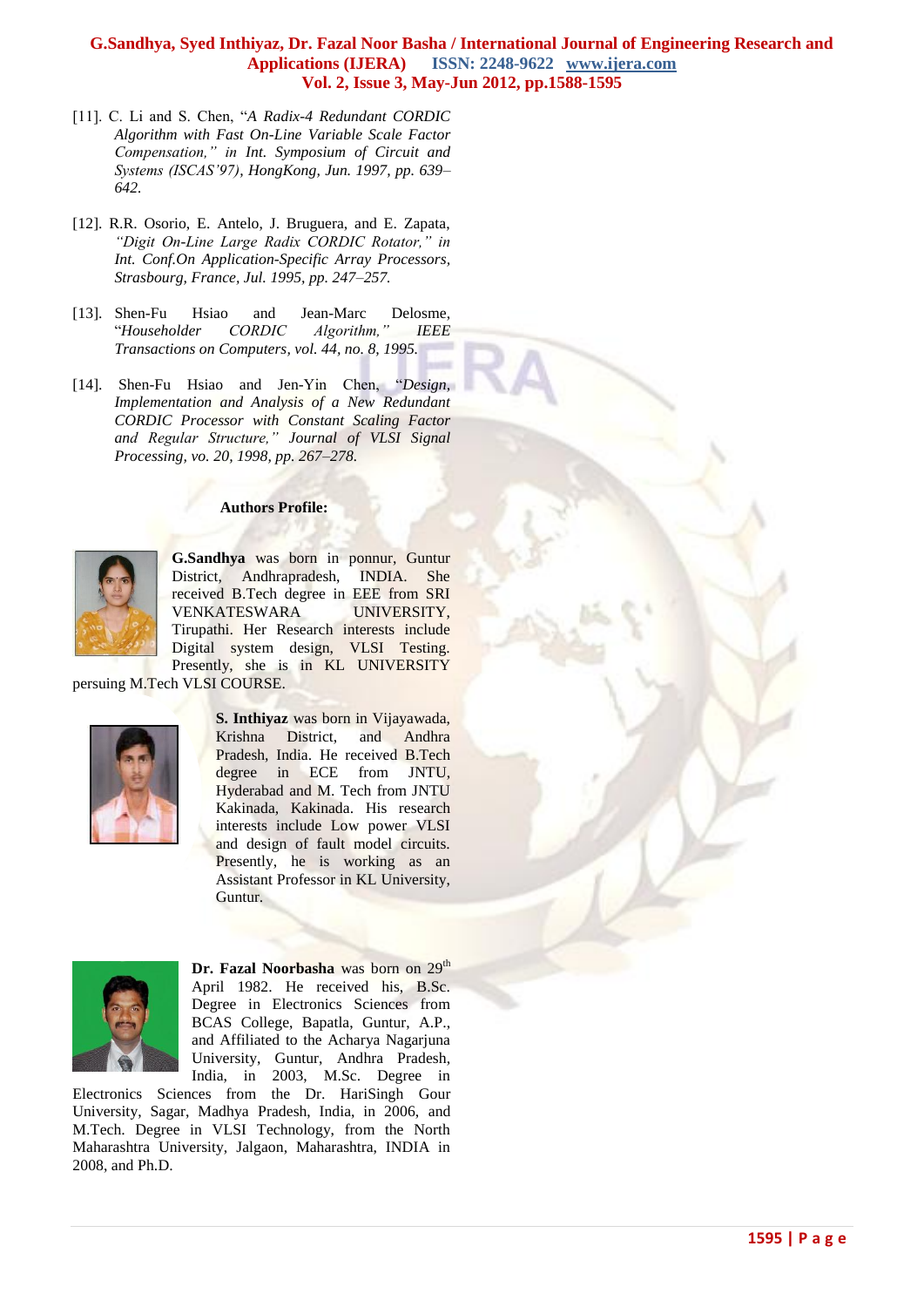[11]. C. Li and S. Chen, "*A Radix-4 Redundant CORDIC Algorithm with Fast On-Line Variable Scale Factor Compensation," in Int. Symposium of Circuit and Systems (ISCAS'97), HongKong, Jun. 1997, pp. 639–642.*

[12]. R.R. Osorio, E. Antelo, J. Bruguera, and E. Zapata, *"Digit On-Line Large Radix CORDIC Rotator," in Int. Conf.On Application-Specific Array Processors, Strasbourg, France, Jul. 1995, pp. 247–257.*

[13]. Shen-Fu Hsiao and Jean-Marc Delosme, "*Householder CORDIC Algorithm," IEEE Transactions on Computers, vol. 44, no. 8, 1995.*

[14]. Shen-Fu Hsiao and Jen-Yin Chen, "*Design, Implementation and Analysis of a New Redundant CORDIC Processor with Constant Scaling Factor and Regular Structure," Journal of VLSI Signal Processing, vo. 20, 1998, pp. 267–278.*

**Authors Profile:**

**G.Sandhya** was born in ponnur, Guntur District, Andhrapradesh, INDIA. She received B.Tech degree in EEE from SRI VENKATESWARA UNIVERSITY, Tirupathi. Her Research interests include Digital system design, VLSI Testing. Presently, she is in KL UNIVERSITY persuing M.Tech VLSI COURSE.

**S. Inthiyaz** was born in Vijayawada, Krishna District, and Andhra Pradesh, India. He received B.Tech degree in ECE from JNTU, Hyderabad and M. Tech from JNTU Kakinada, Kakinada. His research interests include Low power VLSI and design of fault model circuits. Presently, he is working as an Assistant Professor in KL University, Guntur.

**Dr. Fazal Noorbasha** was born on 29th April 1982. He received his, B.Sc. Degree in Electronics Sciences from BCAS College, Bapatla, Guntur, A.P., and Affiliated to the Acharya Nagarjuna University, Guntur, Andhra Pradesh, India, in 2003, M.Sc. Degree in Electronics Sciences from the Dr. HariSingh Gour University, Sagar, Madhya Pradesh, India, in 2006, and M.Tech. Degree in VLSI Technology, from the North Maharashtra University, Jalgaon, Maharashtra, INDIA in 2008, and Ph.D.